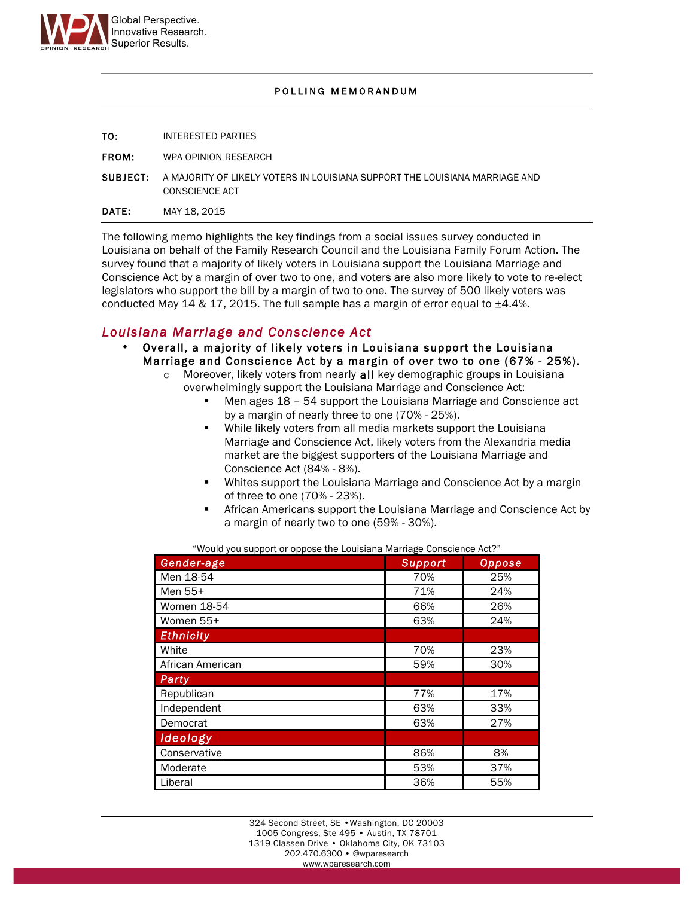Global Perspective.
Innovative Research.
Superior Results.

**POLLING MEMORANDUM**

**TO:** INTERESTED PARTIES

**FROM:** WPA OPINION RESEARCH

**SUBJECT:** A MAJORITY OF LIKELY VOTERS IN LOUISIANA SUPPORT THE LOUISIANA MARRIAGE AND CONSCIENCE ACT

**DATE:** MAY 18, 2015

The following memo highlights the key findings from a social issues survey conducted in Louisiana on behalf of the Family Research Council and the Louisiana Family Forum Action. The survey found that a majority of likely voters in Louisiana support the Louisiana Marriage and Conscience Act by a margin of over two to one, and voters are also more likely to vote to re-elect legislators who support the bill by a margin of two to one. The survey of 500 likely voters was conducted May 14 & 17, 2015. The full sample has a margin of error equal to ±4.4%.

## *Louisiana Marriage and Conscience Act*

- **Overall, a majority of likely voters in Louisiana support the Louisiana Marriage and Conscience Act by a margin of over two to one (67% - 25%).**
  - Moreover, likely voters from nearly **all** key demographic groups in Louisiana overwhelmingly support the Louisiana Marriage and Conscience Act:
    - Men ages 18 – 54 support the Louisiana Marriage and Conscience act by a margin of nearly three to one (70% - 25%).
    - While likely voters from all media markets support the Louisiana Marriage and Conscience Act, likely voters from the Alexandria media market are the biggest supporters of the Louisiana Marriage and Conscience Act (84% - 8%).
    - Whites support the Louisiana Marriage and Conscience Act by a margin of three to one (70% - 23%).
    - African Americans support the Louisiana Marriage and Conscience Act by a margin of nearly two to one (59% - 30%).

"Would you support or oppose the Louisiana Marriage Conscience Act?"

| Gender-age | Support | Oppose |
|---|---|---|
| Men 18-54 | 70% | 25% |
| Men 55+ | 71% | 24% |
| Women 18-54 | 66% | 26% |
| Women 55+ | 63% | 24% |
| **Ethnicity** | | |
| White | 70% | 23% |
| African American | 59% | 30% |
| **Party** | | |
| Republican | 77% | 17% |
| Independent | 63% | 33% |
| Democrat | 63% | 27% |
| **Ideology** | | |
| Conservative | 86% | 8% |
| Moderate | 53% | 37% |
| Liberal | 36% | 55% |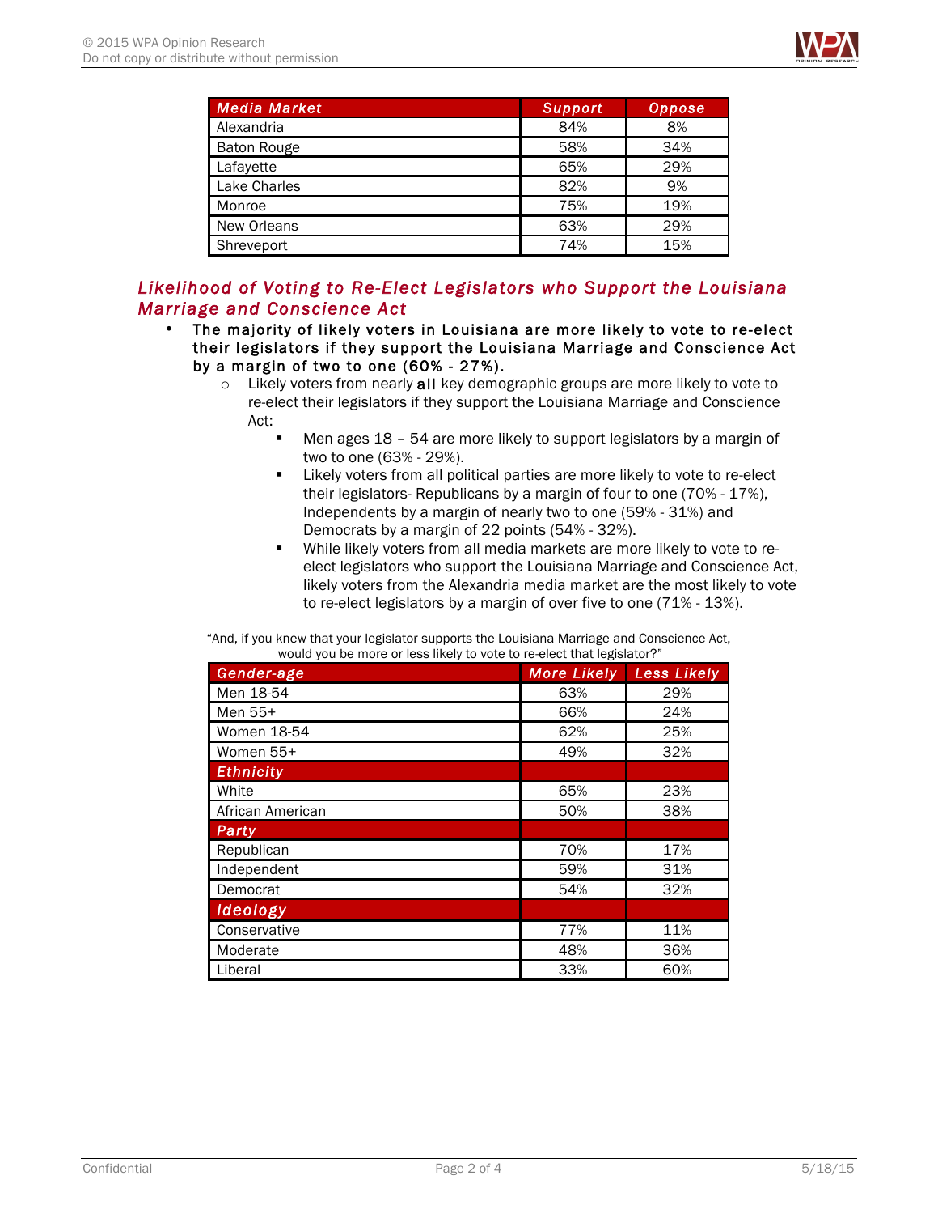| Media Market | Support | Oppose |
|---|---|---|
| Alexandria | 84% | 8% |
| Baton Rouge | 58% | 34% |
| Lafayette | 65% | 29% |
| Lake Charles | 82% | 9% |
| Monroe | 75% | 19% |
| New Orleans | 63% | 29% |
| Shreveport | 74% | 15% |

## *Likelihood of Voting to Re-Elect Legislators who Support the Louisiana Marriage and Conscience Act*

- **The majority of likely voters in Louisiana are more likely to vote to re-elect their legislators if they support the Louisiana Marriage and Conscience Act by a margin of two to one (60% - 27%).**
    - Likely voters from nearly **all** key demographic groups are more likely to vote to re-elect their legislators if they support the Louisiana Marriage and Conscience Act:
        - Men ages 18 – 54 are more likely to support legislators by a margin of two to one (63% - 29%).
        - Likely voters from all political parties are more likely to vote to re-elect their legislators- Republicans by a margin of four to one (70% - 17%), Independents by a margin of nearly two to one (59% - 31%) and Democrats by a margin of 22 points (54% - 32%).
        - While likely voters from all media markets are more likely to vote to re-elect legislators who support the Louisiana Marriage and Conscience Act, likely voters from the Alexandria media market are the most likely to vote to re-elect legislators by a margin of over five to one (71% - 13%).

"And, if you knew that your legislator supports the Louisiana Marriage and Conscience Act, would you be more or less likely to vote to re-elect that legislator?"

| Gender-age | More Likely | Less Likely |
|---|---|---|
| Men 18-54 | 63% | 29% |
| Men 55+ | 66% | 24% |
| Women 18-54 | 62% | 25% |
| Women 55+ | 49% | 32% |
| **Ethnicity** | | |
| White | 65% | 23% |
| African American | 50% | 38% |
| **Party** | | |
| Republican | 70% | 17% |
| Independent | 59% | 31% |
| Democrat | 54% | 32% |
| **Ideology** | | |
| Conservative | 77% | 11% |
| Moderate | 48% | 36% |
| Liberal | 33% | 60% |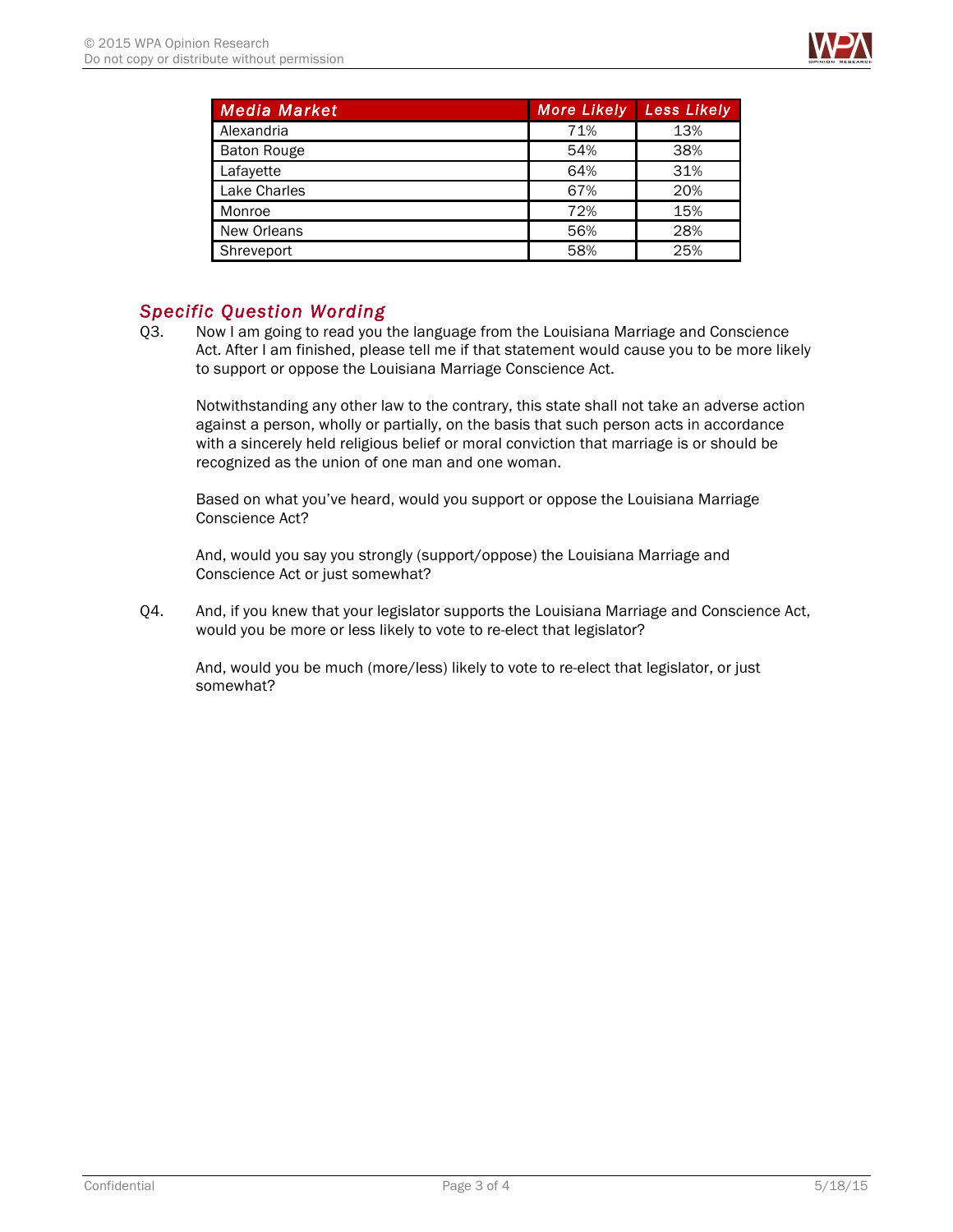| Media Market | More Likely | Less Likely |
| --- | --- | --- |
| Alexandria | 71% | 13% |
| Baton Rouge | 54% | 38% |
| Lafayette | 64% | 31% |
| Lake Charles | 67% | 20% |
| Monroe | 72% | 15% |
| New Orleans | 56% | 28% |
| Shreveport | 58% | 25% |

## *Specific Question Wording*

Q3. Now I am going to read you the language from the Louisiana Marriage and Conscience Act. After I am finished, please tell me if that statement would cause you to be more likely to support or oppose the Louisiana Marriage Conscience Act.

Notwithstanding any other law to the contrary, this state shall not take an adverse action against a person, wholly or partially, on the basis that such person acts in accordance with a sincerely held religious belief or moral conviction that marriage is or should be recognized as the union of one man and one woman.

Based on what you've heard, would you support or oppose the Louisiana Marriage Conscience Act?

And, would you say you strongly (support/oppose) the Louisiana Marriage and Conscience Act or just somewhat?

Q4. And, if you knew that your legislator supports the Louisiana Marriage and Conscience Act, would you be more or less likely to vote to re-elect that legislator?

And, would you be much (more/less) likely to vote to re-elect that legislator, or just somewhat?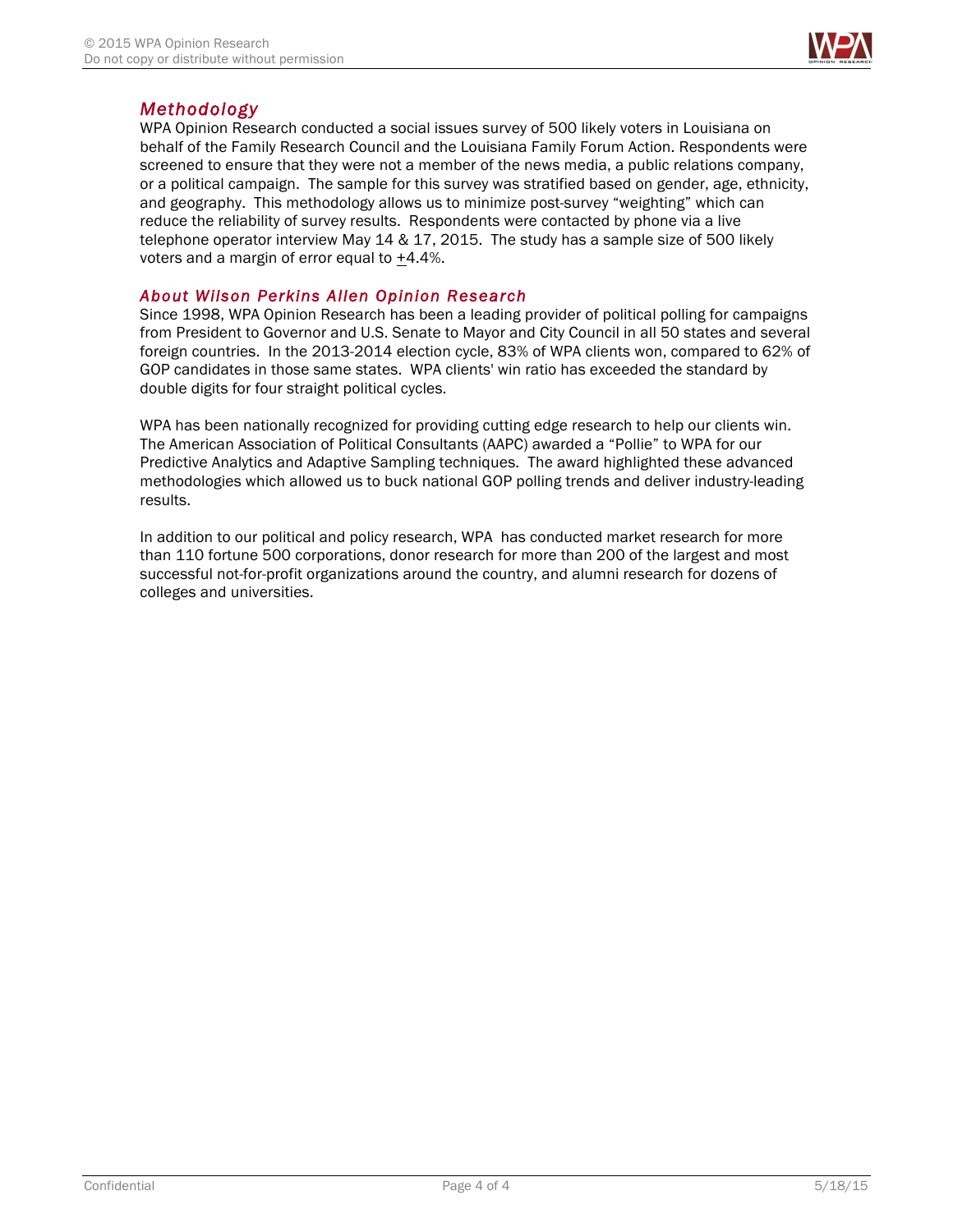## *Methodology*

WPA Opinion Research conducted a social issues survey of 500 likely voters in Louisiana on behalf of the Family Research Council and the Louisiana Family Forum Action. Respondents were screened to ensure that they were not a member of the news media, a public relations company, or a political campaign. The sample for this survey was stratified based on gender, age, ethnicity, and geography. This methodology allows us to minimize post-survey "weighting" which can reduce the reliability of survey results. Respondents were contacted by phone via a live telephone operator interview May 14 & 17, 2015. The study has a sample size of 500 likely voters and a margin of error equal to ±4.4%.

## *About Wilson Perkins Allen Opinion Research*

Since 1998, WPA Opinion Research has been a leading provider of political polling for campaigns from President to Governor and U.S. Senate to Mayor and City Council in all 50 states and several foreign countries. In the 2013-2014 election cycle, 83% of WPA clients won, compared to 62% of GOP candidates in those same states. WPA clients' win ratio has exceeded the standard by double digits for four straight political cycles.

WPA has been nationally recognized for providing cutting edge research to help our clients win. The American Association of Political Consultants (AAPC) awarded a "Pollie" to WPA for our Predictive Analytics and Adaptive Sampling techniques. The award highlighted these advanced methodologies which allowed us to buck national GOP polling trends and deliver industry-leading results.

In addition to our political and policy research, WPA has conducted market research for more than 110 fortune 500 corporations, donor research for more than 200 of the largest and most successful not-for-profit organizations around the country, and alumni research for dozens of colleges and universities.